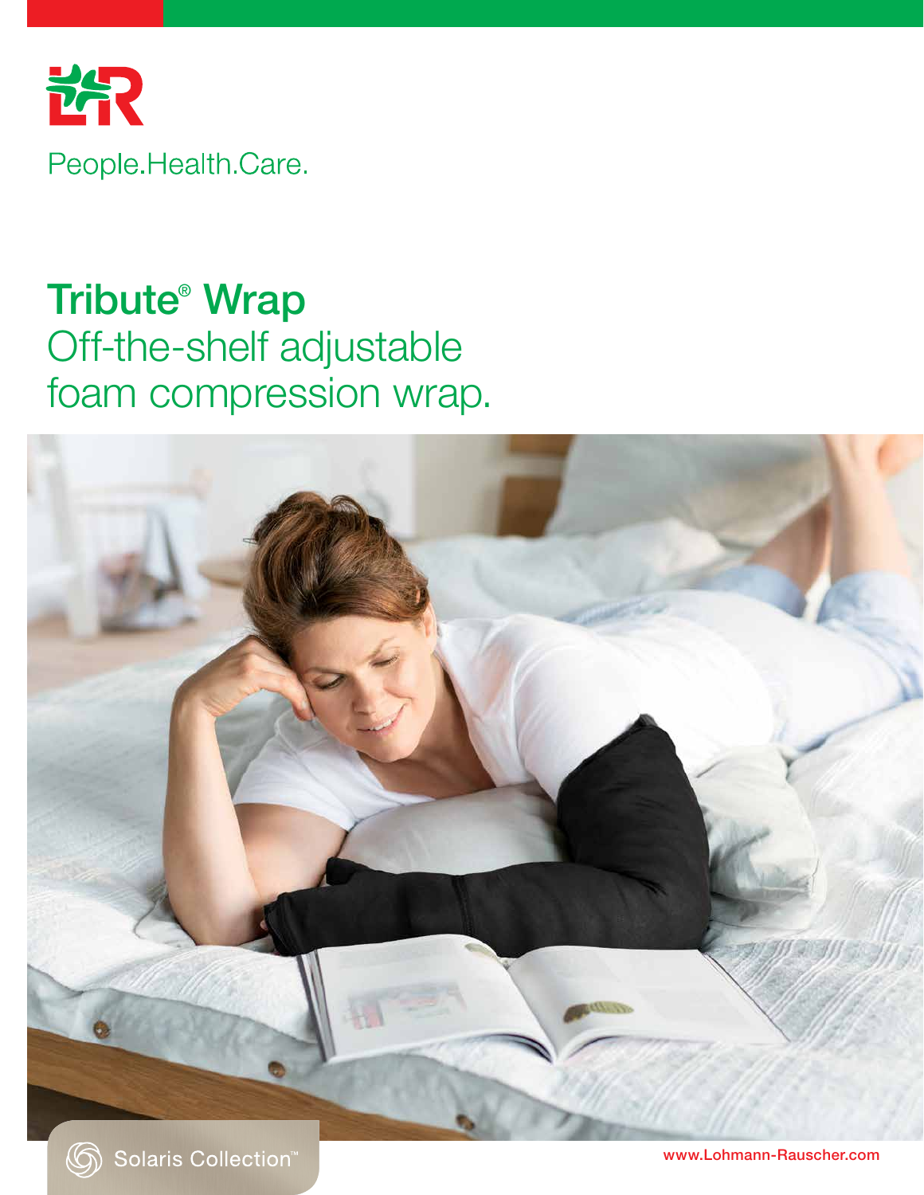People.Health.Care.

# Tribute® Wrap

## Off-the-shelf adjustable foam compression wrap.

Solaris Collection™

www.Lohmann-Rauscher.com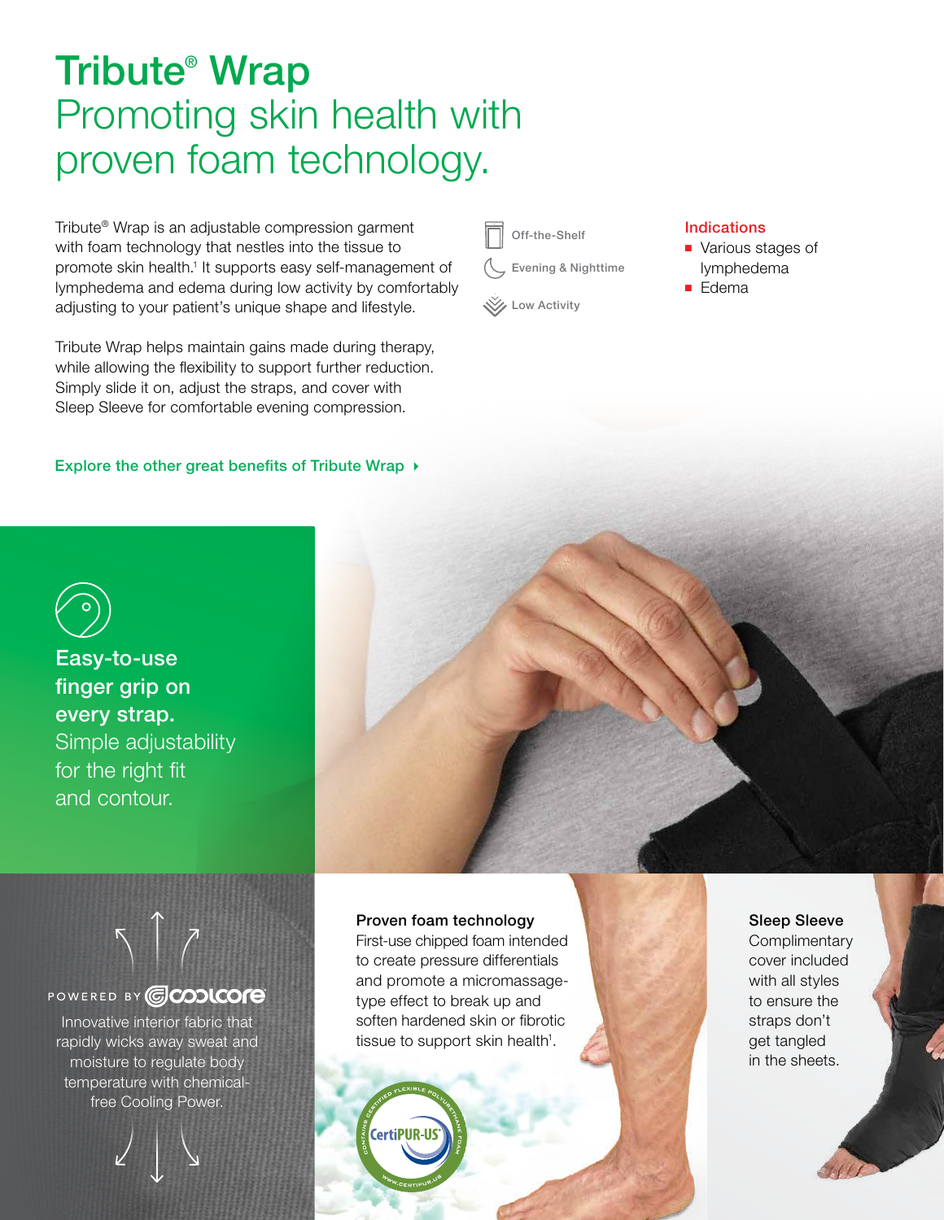# Tribute® Wrap

## Promoting skin health with proven foam technology.

Tribute® Wrap is an adjustable compression garment with foam technology that nestles into the tissue to promote skin health.[1] It supports easy self-management of lymphedema and edema during low activity by comfortably adjusting to your patient's unique shape and lifestyle.

Tribute Wrap helps maintain gains made during therapy, while allowing the flexibility to support further reduction. Simply slide it on, adjust the straps, and cover with Sleep Sleeve for comfortable evening compression.

- Off-the-Shelf
- Evening & Nighttime
- Low Activity

**Indications**

- Various stages of lymphedema
- Edema

Explore the other great benefits of Tribute Wrap

**Easy-to-use finger grip on every strap.** Simple adjustability for the right fit and contour.

POWERED BY coolcore

Innovative interior fabric that rapidly wicks away sweat and moisture to regulate body temperature with chemical-free Cooling Power.

**Proven foam technology**

First-use chipped foam intended to create pressure differentials and promote a micromassage-type effect to break up and soften hardened skin or fibrotic tissue to support skin health[1].

CertiPUR-US® — Contains certified flexible polyurethane foam — www.certipur.us

**Sleep Sleeve**

Complimentary cover included with all styles to ensure the straps don't get tangled in the sheets.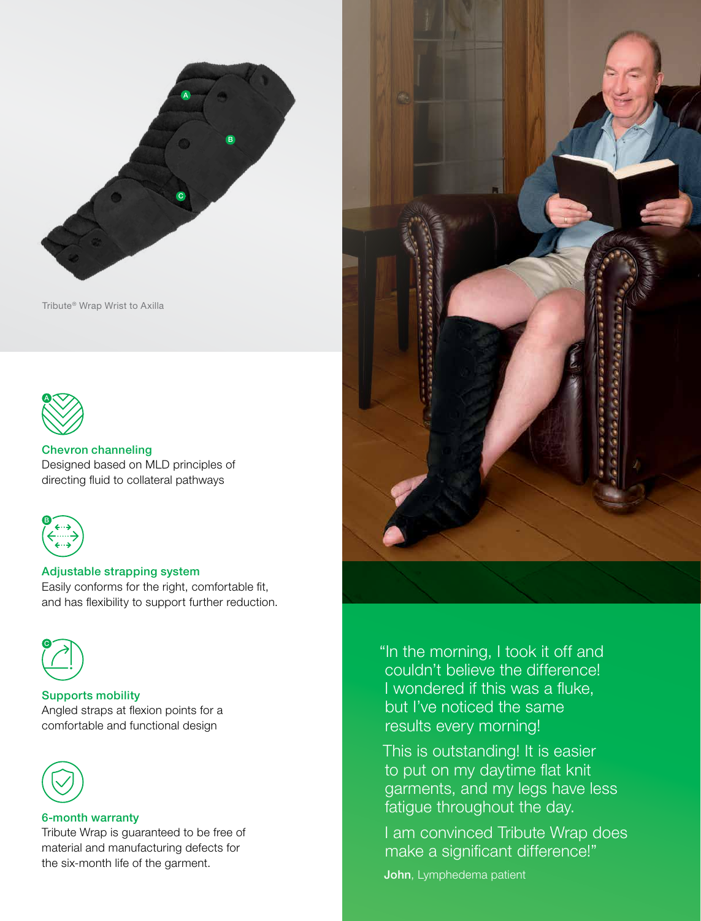Tribute® Wrap Wrist to Axilla

### Chevron channeling

Designed based on MLD principles of directing fluid to collateral pathways

### Adjustable strapping system

Easily conforms for the right, comfortable fit, and has flexibility to support further reduction.

### Supports mobility

Angled straps at flexion points for a comfortable and functional design

### 6-month warranty

Tribute Wrap is guaranteed to be free of material and manufacturing defects for the six-month life of the garment.

"In the morning, I took it off and couldn't believe the difference! I wondered if this was a fluke, but I've noticed the same results every morning!

This is outstanding! It is easier to put on my daytime flat knit garments, and my legs have less fatigue throughout the day.

I am convinced Tribute Wrap does make a significant difference!"

**John**, Lymphedema patient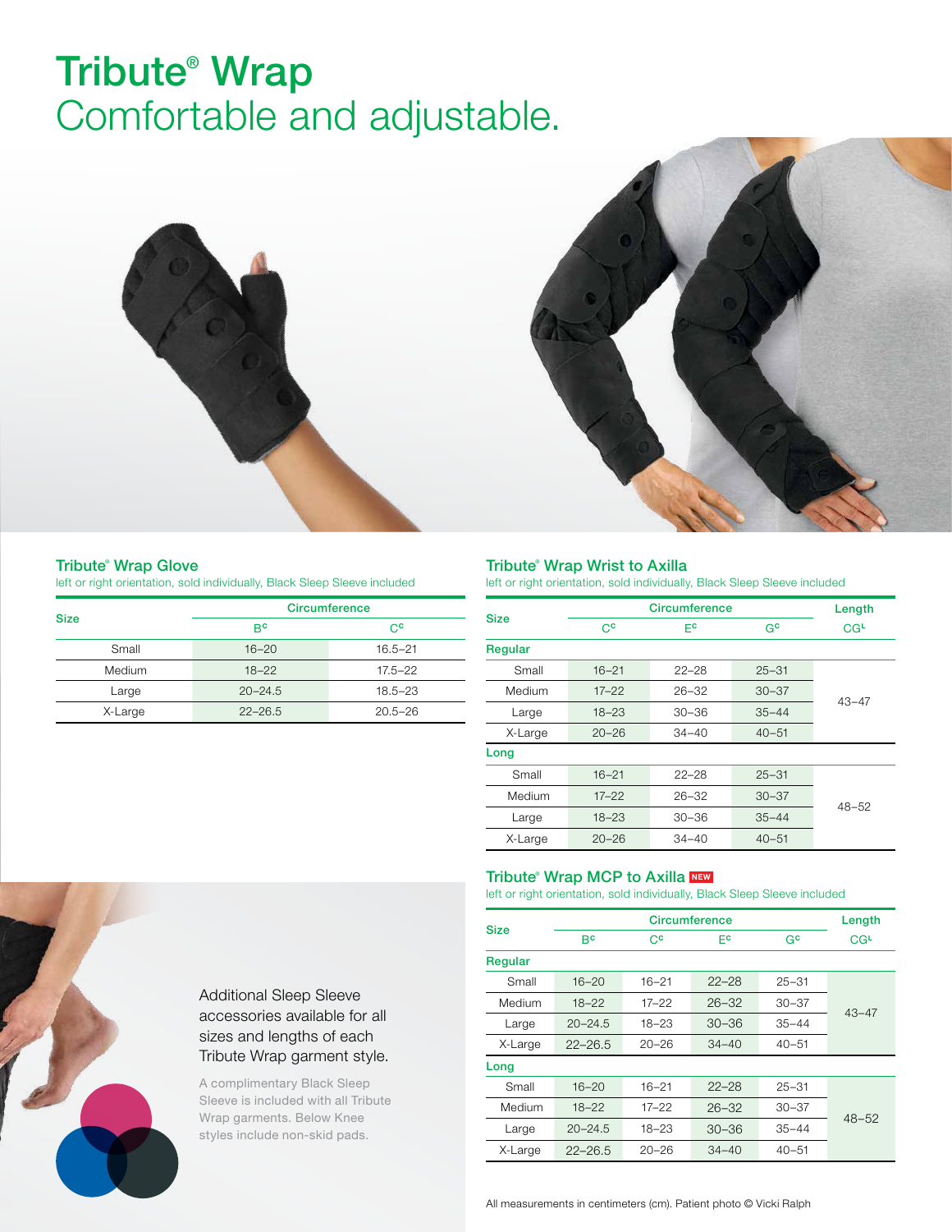# Tribute® Wrap
## Comfortable and adjustable.

### Tribute® Wrap Glove

left or right orientation, sold individually, Black Sleep Sleeve included

| Size | Circumference | |
|---|---|---|
| | $B^c$ | $C^c$ |
| Small | 16–20 | 16.5–21 |
| Medium | 18–22 | 17.5–22 |
| Large | 20–24.5 | 18.5–23 |
| X-Large | 22–26.5 | 20.5–26 |

### Tribute® Wrap Wrist to Axilla

left or right orientation, sold individually, Black Sleep Sleeve included

| Size | Circumference | | | Length |
|---|---|---|---|---|
| | $C^c$ | $E^c$ | $G^c$ | $CG^L$ |
| **Regular** | | | | |
| Small | 16–21 | 22–28 | 25–31 | 43–47 |
| Medium | 17–22 | 26–32 | 30–37 | |
| Large | 18–23 | 30–36 | 35–44 | |
| X-Large | 20–26 | 34–40 | 40–51 | |
| **Long** | | | | |
| Small | 16–21 | 22–28 | 25–31 | 48–52 |
| Medium | 17–22 | 26–32 | 30–37 | |
| Large | 18–23 | 30–36 | 35–44 | |
| X-Large | 20–26 | 34–40 | 40–51 | |

### Tribute® Wrap MCP to Axilla NEW

left or right orientation, sold individually, Black Sleep Sleeve included

| Size | Circumference | | | | Length |
|---|---|---|---|---|---|
| | $B^c$ | $C^c$ | $E^c$ | $G^c$ | $CG^L$ |
| **Regular** | | | | | |
| Small | 16–20 | 16–21 | 22–28 | 25–31 | 43–47 |
| Medium | 18–22 | 17–22 | 26–32 | 30–37 | |
| Large | 20–24.5 | 18–23 | 30–36 | 35–44 | |
| X-Large | 22–26.5 | 20–26 | 34–40 | 40–51 | |
| **Long** | | | | | |
| Small | 16–20 | 16–21 | 22–28 | 25–31 | 48–52 |
| Medium | 18–22 | 17–22 | 26–32 | 30–37 | |
| Large | 20–24.5 | 18–23 | 30–36 | 35–44 | |
| X-Large | 22–26.5 | 20–26 | 34–40 | 40–51 | |

Additional Sleep Sleeve accessories available for all sizes and lengths of each Tribute Wrap garment style.

A complimentary Black Sleep Sleeve is included with all Tribute Wrap garments. Below Knee styles include non-skid pads.

All measurements in centimeters (cm). Patient photo © Vicki Ralph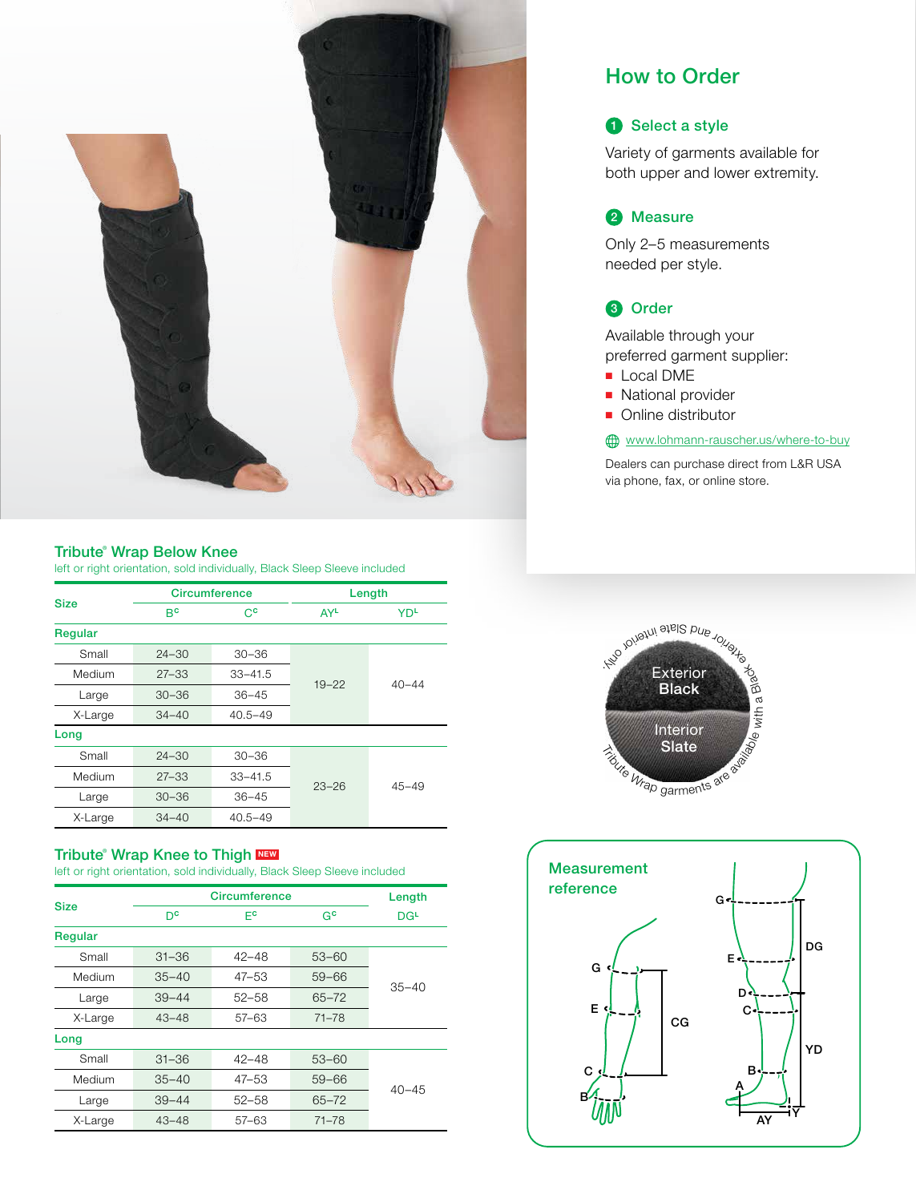## How to Order

**1 Select a style**

Variety of garments available for both upper and lower extremity.

**2 Measure**

Only 2–5 measurements needed per style.

**3 Order**

Available through your preferred garment supplier:

- Local DME
- National provider
- Online distributor

www.lohmann-rauscher.us/where-to-buy

Dealers can purchase direct from L&R USA via phone, fax, or online store.

Tribute Wrap garments are available with a Black exterior and Slate interior only.

Exterior Black

Interior Slate

### Tribute® Wrap Below Knee

left or right orientation, sold individually, Black Sleep Sleeve included

| Size | Circumference | | Length | |
|---|---|---|---|---|
| | $B^C$ | $C^C$ | $AY^L$ | $YD^L$ |
| **Regular** | | | | |
| Small | 24–30 | 30–36 | 19–22 | 40–44 |
| Medium | 27–33 | 33–41.5 | 19–22 | 40–44 |
| Large | 30–36 | 36–45 | 19–22 | 40–44 |
| X-Large | 34–40 | 40.5–49 | 19–22 | 40–44 |
| **Long** | | | | |
| Small | 24–30 | 30–36 | 23–26 | 45–49 |
| Medium | 27–33 | 33–41.5 | 23–26 | 45–49 |
| Large | 30–36 | 36–45 | 23–26 | 45–49 |
| X-Large | 34–40 | 40.5–49 | 23–26 | 45–49 |

### Tribute® Wrap Knee to Thigh NEW

left or right orientation, sold individually, Black Sleep Sleeve included

| Size | Circumference | | | Length |
|---|---|---|---|---|
| | $D^C$ | $E^C$ | $G^C$ | $DG^L$ |
| **Regular** | | | | |
| Small | 31–36 | 42–48 | 53–60 | 35–40 |
| Medium | 35–40 | 47–53 | 59–66 | 35–40 |
| Large | 39–44 | 52–58 | 65–72 | 35–40 |
| X-Large | 43–48 | 57–63 | 71–78 | 35–40 |
| **Long** | | | | |
| Small | 31–36 | 42–48 | 53–60 | 40–45 |
| Medium | 35–40 | 47–53 | 59–66 | 40–45 |
| Large | 39–44 | 52–58 | 65–72 | 40–45 |
| X-Large | 43–48 | 57–63 | 71–78 | 40–45 |

### Measurement reference

G, E, C, B, CG

G, E, D, C, B, A, DG, YD, AY, Y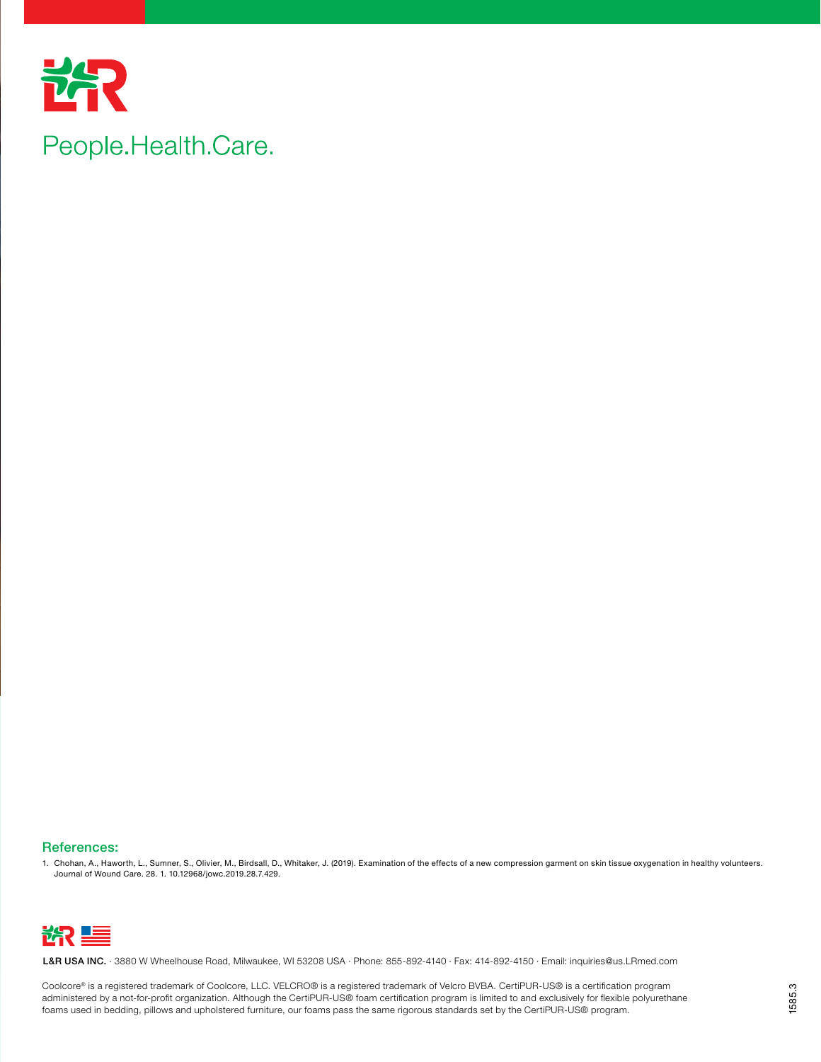People.Health.Care.

## References:

1. Chohan, A., Haworth, L., Sumner, S., Olivier, M., Birdsall, D., Whitaker, J. (2019). Examination of the effects of a new compression garment on skin tissue oxygenation in healthy volunteers. Journal of Wound Care. 28. 1. 10.12968/jowc.2019.28.7.429.

**L&R USA INC.** · 3880 W Wheelhouse Road, Milwaukee, WI 53208 USA · Phone: 855-892-4140 · Fax: 414-892-4150 · Email: inquiries@us.LRmed.com

Coolcore® is a registered trademark of Coolcore, LLC. VELCRO® is a registered trademark of Velcro BVBA. CertiPUR-US® is a certification program administered by a not-for-profit organization. Although the CertiPUR-US® foam certification program is limited to and exclusively for flexible polyurethane foams used in bedding, pillows and upholstered furniture, our foams pass the same rigorous standards set by the CertiPUR-US® program.

1585.3